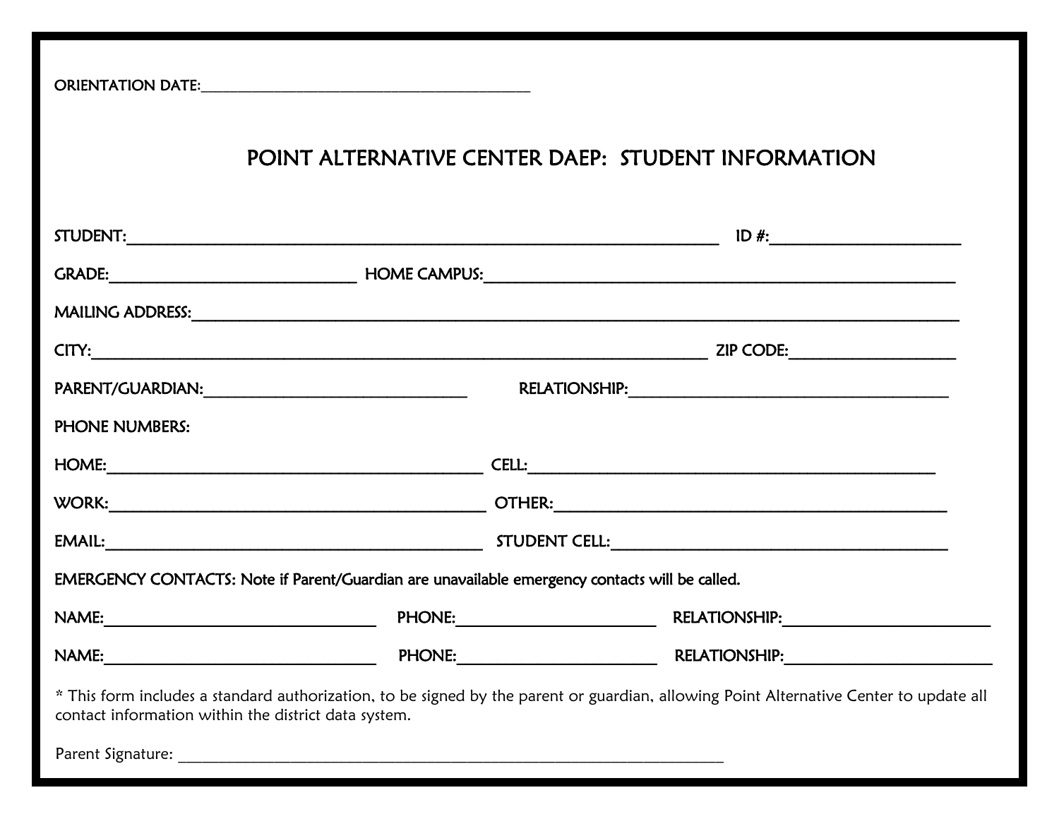ORIENTATION DATE:\_\_\_\_\_\_\_\_\_\_\_\_\_\_\_\_\_\_\_\_\_\_\_\_\_\_\_\_\_\_\_\_\_\_\_\_\_\_\_\_

# POINT ALTERNATIVE CENTER DAEP: STUDENT INFORMATION

STUDENT:\_\_\_\_\_\_\_\_\_\_\_\_\_\_\_\_\_\_\_\_\_\_\_\_\_\_\_\_\_\_\_\_\_\_\_\_\_\_\_\_\_\_\_\_\_\_\_\_\_\_\_\_\_\_\_\_\_\_ ID #:\_\_\_\_\_\_\_\_\_\_\_\_\_\_\_\_\_\_\_\_

GRADE:\_\_\_\_\_\_\_\_\_\_\_\_\_\_\_\_\_\_\_\_\_\_\_\_ HOME CAMPUS:\_\_\_\_\_\_\_\_\_\_\_\_\_\_\_\_\_\_\_\_\_\_\_\_\_\_\_\_\_\_\_\_\_\_\_\_\_\_\_\_\_\_\_\_

MAILING ADDRESS:\_\_\_\_\_\_\_\_\_\_\_\_\_\_\_\_\_\_\_\_\_\_\_\_\_\_\_\_\_\_\_\_\_\_\_\_\_\_\_\_\_\_\_\_\_\_\_\_\_\_\_\_\_\_\_\_\_\_\_\_\_\_\_\_\_\_\_\_\_\_

CITY:\_\_\_\_\_\_\_\_\_\_\_\_\_\_\_\_\_\_\_\_\_\_\_\_\_\_\_\_\_\_\_\_\_\_\_\_\_\_\_\_\_\_\_\_\_\_\_\_\_\_\_\_\_\_\_\_\_\_\_\_ ZIP CODE:\_\_\_\_\_\_\_\_\_\_\_\_\_\_\_\_\_

PARENT/GUARDIAN:\_\_\_\_\_\_\_\_\_\_\_\_\_\_\_\_\_\_\_\_\_\_\_\_\_\_\_ RELATIONSHIP:\_\_\_\_\_\_\_\_\_\_\_\_\_\_\_\_\_\_\_\_\_\_\_\_\_\_\_\_\_\_\_\_\_\_

PHONE NUMBERS:

HOME:\_\_\_\_\_\_\_\_\_\_\_\_\_\_\_\_\_\_\_\_\_\_\_\_\_\_\_\_\_\_\_\_\_\_\_\_\_\_\_\_ CELL:\_\_\_\_\_\_\_\_\_\_\_\_\_\_\_\_\_\_\_\_\_\_\_\_\_\_\_\_\_\_\_\_\_\_\_\_\_\_\_\_\_\_

WORK:\_\_\_\_\_\_\_\_\_\_\_\_\_\_\_\_\_\_\_\_\_\_\_\_\_\_\_\_\_\_\_\_\_\_\_\_\_\_\_\_ OTHER:\_\_\_\_\_\_\_\_\_\_\_\_\_\_\_\_\_\_\_\_\_\_\_\_\_\_\_\_\_\_\_\_\_\_\_\_\_\_\_\_

EMAIL:\_\_\_\_\_\_\_\_\_\_\_\_\_\_\_\_\_\_\_\_\_\_\_\_\_\_\_\_\_\_\_\_\_\_\_\_\_\_\_\_ STUDENT CELL:\_\_\_\_\_\_\_\_\_\_\_\_\_\_\_\_\_\_\_\_\_\_\_\_\_\_\_\_\_\_\_\_\_\_\_

EMERGENCY CONTACTS: Note if Parent/Guardian are unavailable emergency contacts will be called.

NAME:\_\_\_\_\_\_\_\_\_\_\_\_\_\_\_\_\_\_\_\_\_\_\_\_\_\_\_\_\_ PHONE:\_\_\_\_\_\_\_\_\_\_\_\_\_\_\_\_\_\_\_\_\_ RELATIONSHIP:\_\_\_\_\_\_\_\_\_\_\_\_\_\_\_\_\_\_\_\_\_\_

NAME:\_\_\_\_\_\_\_\_\_\_\_\_\_\_\_\_\_\_\_\_\_\_\_\_\_\_\_\_\_ PHONE:\_\_\_\_\_\_\_\_\_\_\_\_\_\_\_\_\_\_\_\_\_ RELATIONSHIP:\_\_\_\_\_\_\_\_\_\_\_\_\_\_\_\_\_\_\_\_\_\_

* This form includes a standard authorization, to be signed by the parent or guardian, allowing Point Alternative Center to update all contact information within the district data system.

Parent Signature: \_\_\_\_\_\_\_\_\_\_\_\_\_\_\_\_\_\_\_\_\_\_\_\_\_\_\_\_\_\_\_\_\_\_\_\_\_\_\_\_\_\_\_\_\_\_\_\_\_\_\_\_\_\_\_\_\_\_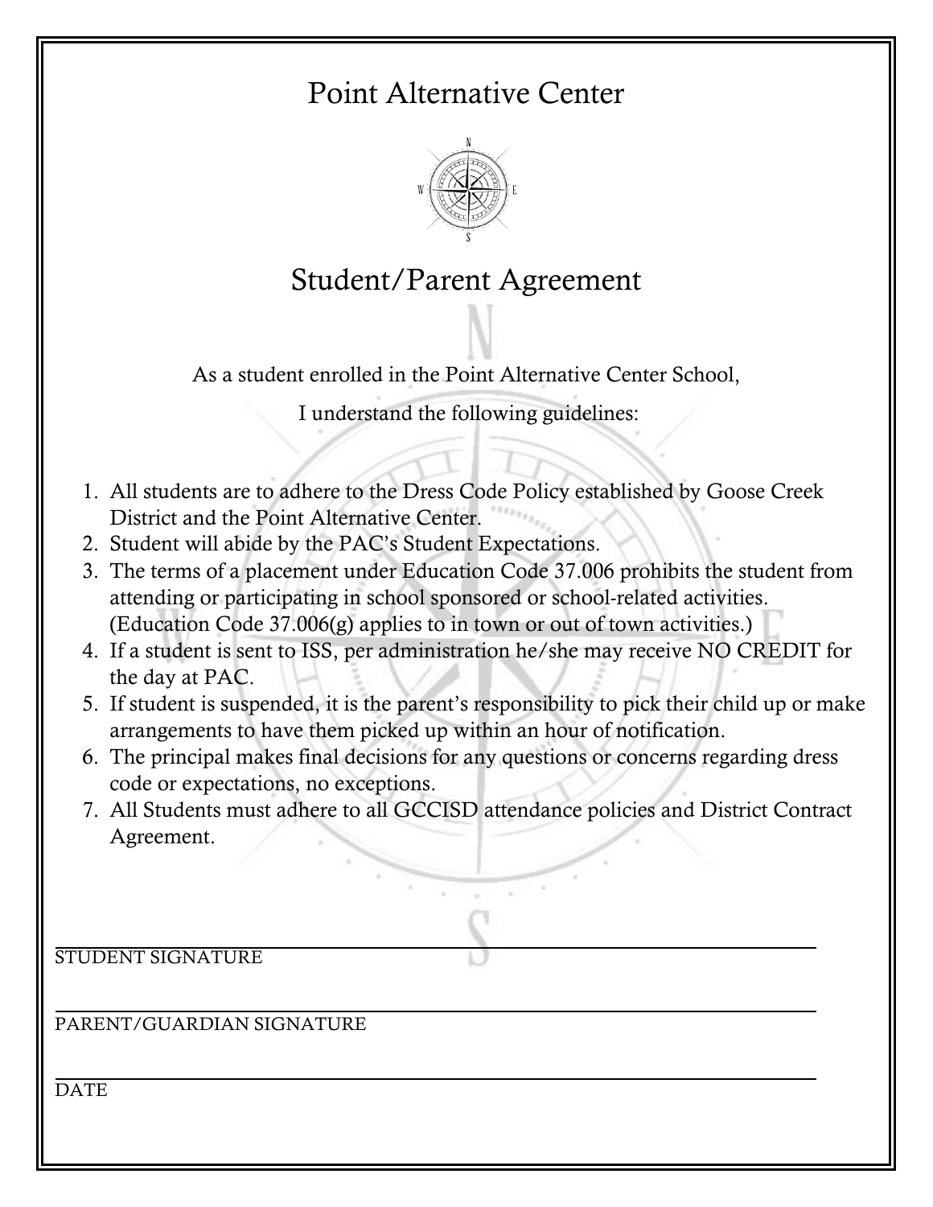# Point Alternative Center

## Student/Parent Agreement

As a student enrolled in the Point Alternative Center School,

I understand the following guidelines:

1. All students are to adhere to the Dress Code Policy established by Goose Creek District and the Point Alternative Center.
2. Student will abide by the PAC's Student Expectations.
3. The terms of a placement under Education Code 37.006 prohibits the student from attending or participating in school sponsored or school-related activities. (Education Code 37.006(g) applies to in town or out of town activities.)
4. If a student is sent to ISS, per administration he/she may receive NO CREDIT for the day at PAC.
5. If student is suspended, it is the parent's responsibility to pick their child up or make arrangements to have them picked up within an hour of notification.
6. The principal makes final decisions for any questions or concerns regarding dress code or expectations, no exceptions.
7. All Students must adhere to all GCCISD attendance policies and District Contract Agreement.

______________________________________________
STUDENT SIGNATURE

______________________________________________
PARENT/GUARDIAN SIGNATURE

______________________________________________
DATE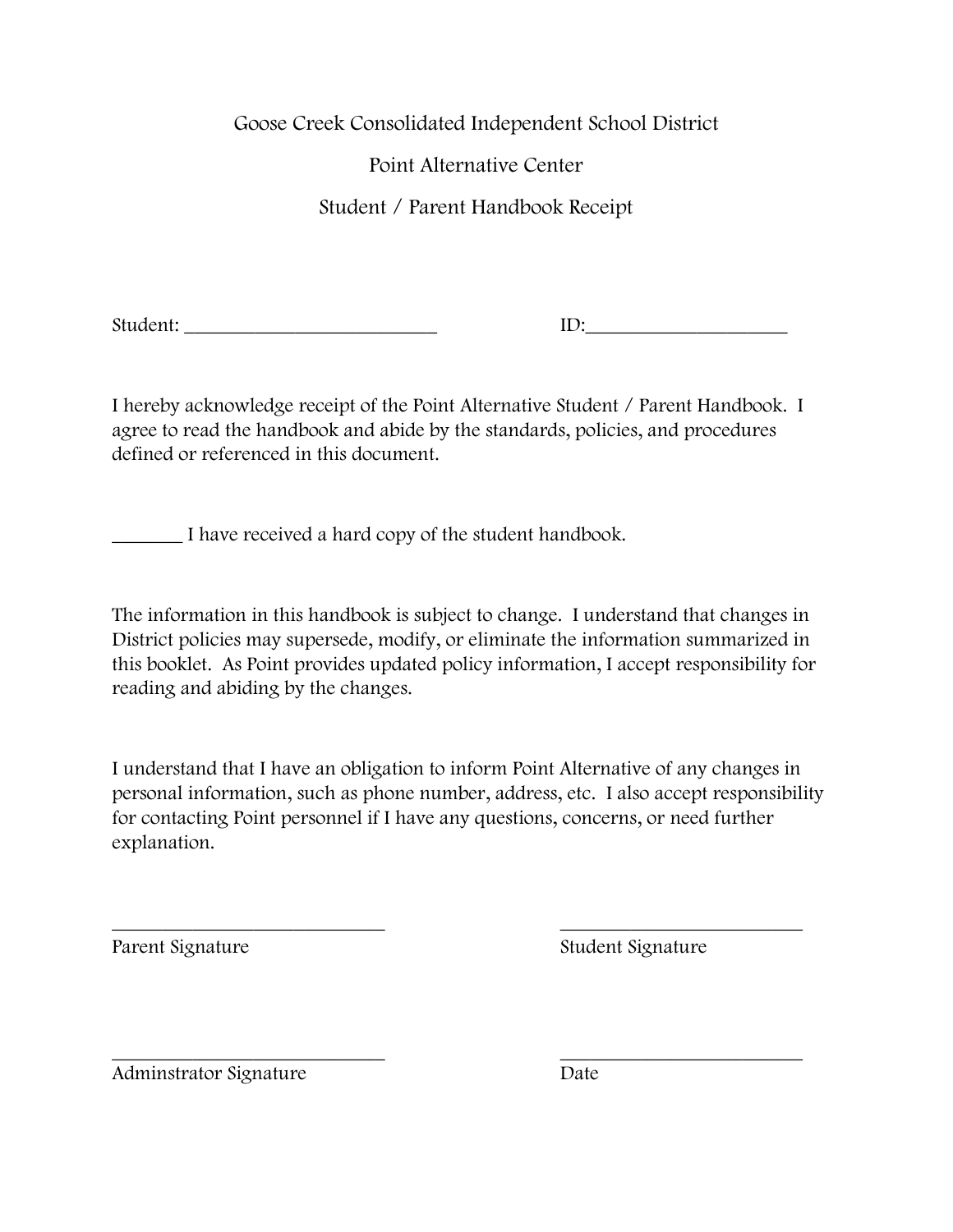# Goose Creek Consolidated Independent School District

## Point Alternative Center

## Student / Parent Handbook Receipt

Student: ___________________________ ID:_____________________

I hereby acknowledge receipt of the Point Alternative Student / Parent Handbook. I agree to read the handbook and abide by the standards, policies, and procedures defined or referenced in this document.

_______ I have received a hard copy of the student handbook.

The information in this handbook is subject to change. I understand that changes in District policies may supersede, modify, or eliminate the information summarized in this booklet. As Point provides updated policy information, I accept responsibility for reading and abiding by the changes.

I understand that I have an obligation to inform Point Alternative of any changes in personal information, such as phone number, address, etc. I also accept responsibility for contacting Point personnel if I have any questions, concerns, or need further explanation.

_____________________________ _________________________

Parent Signature Student Signature

_____________________________ _________________________

Adminstrator Signature Date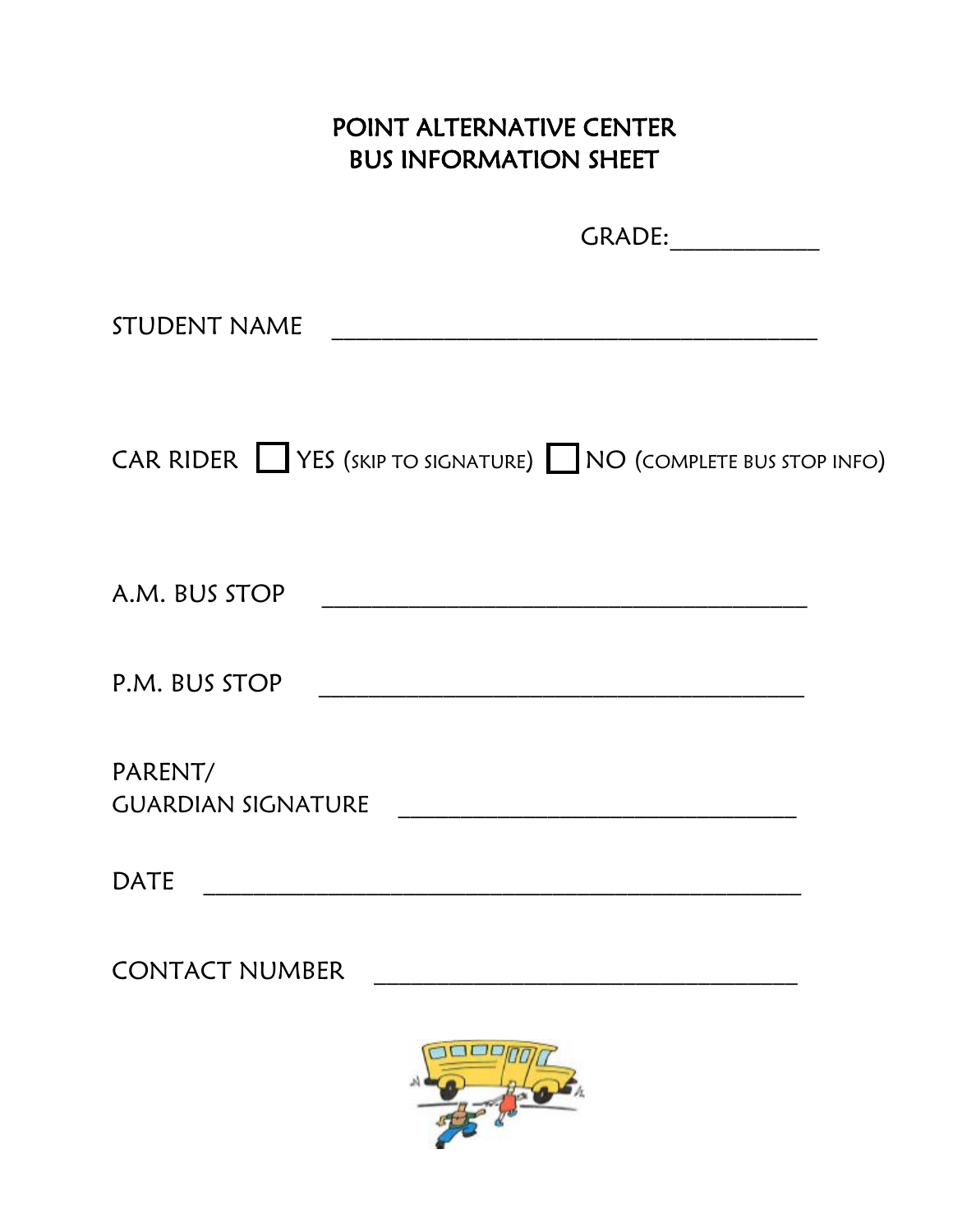# POINT ALTERNATIVE CENTER
# BUS INFORMATION SHEET

GRADE:____________

STUDENT NAME ________________________________________

CAR RIDER ☐ YES (SKIP TO SIGNATURE) ☐ NO (COMPLETE BUS STOP INFO)

A.M. BUS STOP ________________________________________

P.M. BUS STOP ________________________________________

PARENT/
GUARDIAN SIGNATURE ________________________________

DATE __________________________________________________

CONTACT NUMBER __________________________________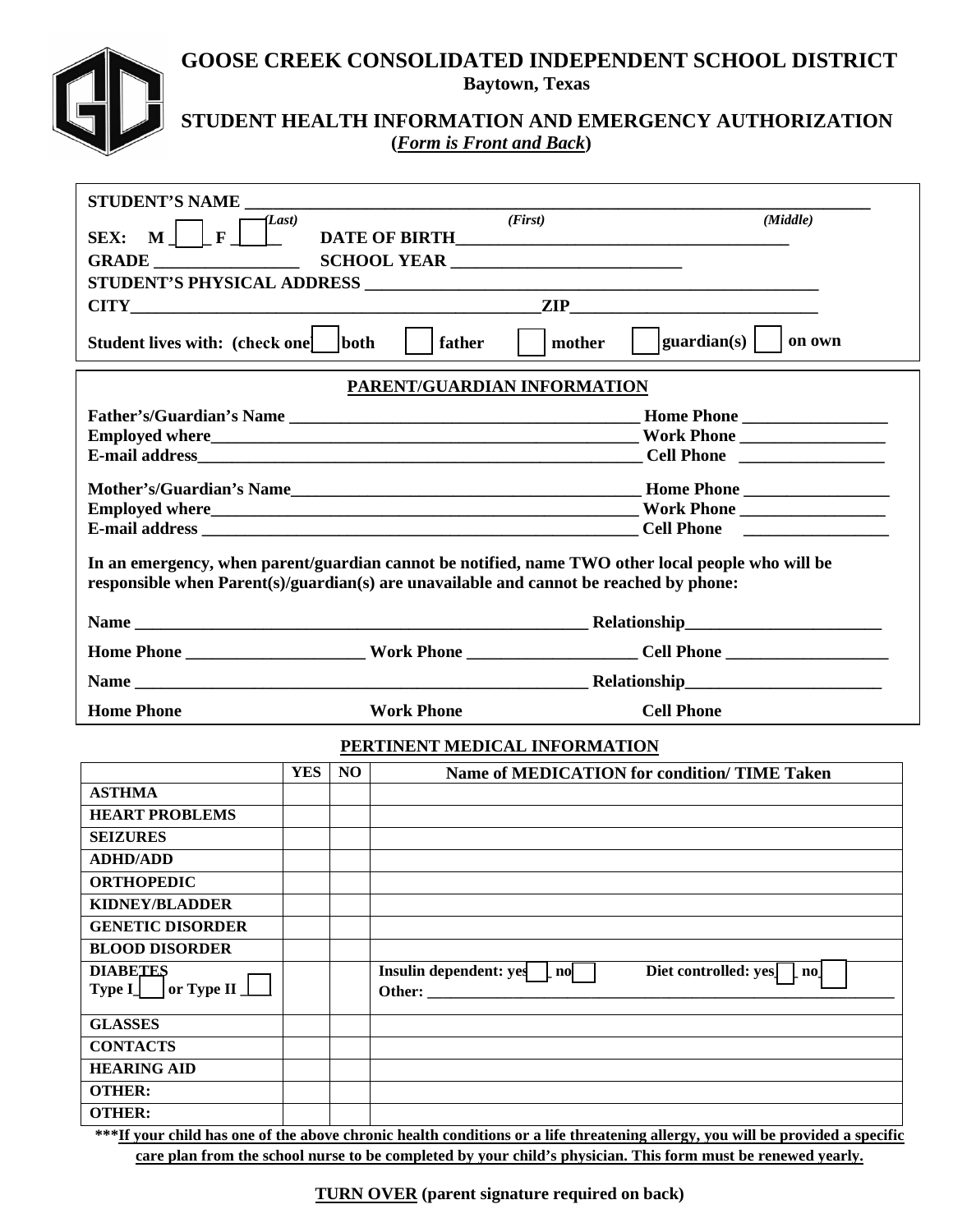# GOOSE CREEK CONSOLIDATED INDEPENDENT SCHOOL DISTRICT

**Baytown, Texas**

## STUDENT HEALTH INFORMATION AND EMERGENCY AUTHORIZATION

**(*Form is Front and Back*)**

**STUDENT'S NAME** ______________________________________________________________________
*(Last)* *(First)* *(Middle)*

**SEX: M** ___ **F** ___ **DATE OF BIRTH**________________________________________

**GRADE** _________________ **SCHOOL YEAR** ____________________________

**STUDENT'S PHYSICAL ADDRESS** _______________________________________________________

**CITY**__________________________________________________**ZIP**______________________________

**Student lives with: (check one)** ☐ **both** ☐ **father** ☐ **mother** ☐ **guardian(s)** ☐ **on own**

### PARENT/GUARDIAN INFORMATION

**Father's/Guardian's Name** ____________________________________________ **Home Phone** _________________
**Employed where**_____________________________________________________ **Work Phone** _________________
**E-mail address**______________________________________________________ **Cell Phone** _________________

**Mother's/Guardian's Name**____________________________________________ **Home Phone** _________________
**Employed where**_____________________________________________________ **Work Phone** _________________
**E-mail address** _____________________________________________________ **Cell Phone** _________________

**In an emergency, when parent/guardian cannot be notified, name TWO other local people who will be responsible when Parent(s)/guardian(s) are unavailable and cannot be reached by phone:**

**Name** _______________________________________________________ **Relationship**________________________

**Home Phone** _____________________ **Work Phone** ____________________ **Cell Phone** ___________________

**Name** _______________________________________________________ **Relationship**________________________

**Home Phone** **Work Phone** **Cell Phone**

### PERTINENT MEDICAL INFORMATION

| | YES | NO | Name of MEDICATION for condition/ TIME Taken |
|---|---|---|---|
| **ASTHMA** | | | |
| **HEART PROBLEMS** | | | |
| **SEIZURES** | | | |
| **ADHD/ADD** | | | |
| **ORTHOPEDIC** | | | |
| **KIDNEY/BLADDER** | | | |
| **GENETIC DISORDER** | | | |
| **BLOOD DISORDER** | | | |
| **DIABETES** Type I ☐ or Type II ☐ | | | **Insulin dependent: yes** ☐ **no** ☐ **Diet controlled: yes** ☐ **no** ☐ **Other:** ____________________________ |
| **GLASSES** | | | |
| **CONTACTS** | | | |
| **HEARING AID** | | | |
| **OTHER:** | | | |
| **OTHER:** | | | |

*****If your child has one of the above chronic health conditions or a life threatening allergy, you will be provided a specific care plan from the school nurse to be completed by your child's physician. This form must be renewed yearly.**

**TURN OVER (parent signature required on back)**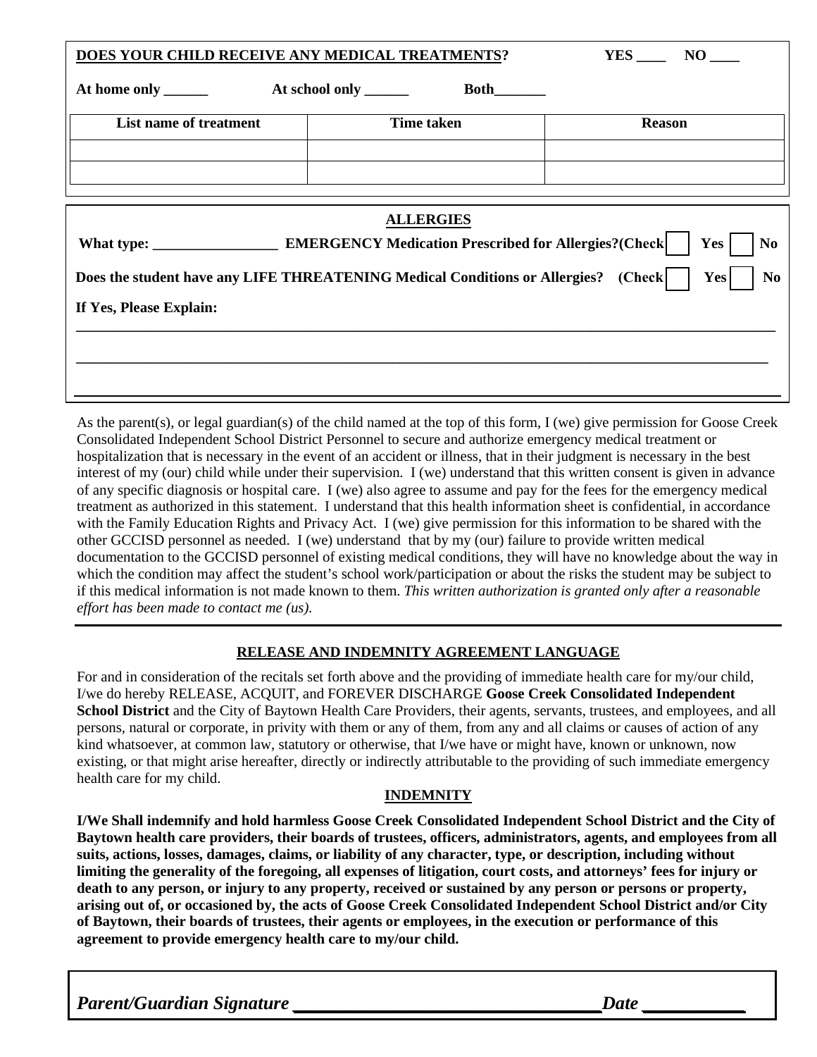**DOES YOUR CHILD RECEIVE ANY MEDICAL TREATMENTS?** **YES ____ NO ____**

**At home only ______ At school only ______ Both_______**

| List name of treatment | Time taken | Reason |
|---|---|---|
| | | |
| | | |

**ALLERGIES**

**What type: _________________ EMERGENCY Medication Prescribed for Allergies?(Check ☐ Yes ☐ No**

**Does the student have any LIFE THREATENING Medical Conditions or Allergies? (Check ☐ Yes ☐ No**

**If Yes, Please Explain:**

______________________________________________________________________

______________________________________________________________________

______________________________________________________________________

As the parent(s), or legal guardian(s) of the child named at the top of this form, I (we) give permission for Goose Creek Consolidated Independent School District Personnel to secure and authorize emergency medical treatment or hospitalization that is necessary in the event of an accident or illness, that in their judgment is necessary in the best interest of my (our) child while under their supervision. I (we) understand that this written consent is given in advance of any specific diagnosis or hospital care. I (we) also agree to assume and pay for the fees for the emergency medical treatment as authorized in this statement. I understand that this health information sheet is confidential, in accordance with the Family Education Rights and Privacy Act. I (we) give permission for this information to be shared with the other GCCISD personnel as needed. I (we) understand that by my (our) failure to provide written medical documentation to the GCCISD personnel of existing medical conditions, they will have no knowledge about the way in which the condition may affect the student's school work/participation or about the risks the student may be subject to if this medical information is not made known to them. *This written authorization is granted only after a reasonable effort has been made to contact me (us).*

**RELEASE AND INDEMNITY AGREEMENT LANGUAGE**

For and in consideration of the recitals set forth above and the providing of immediate health care for my/our child, I/we do hereby RELEASE, ACQUIT, and FOREVER DISCHARGE **Goose Creek Consolidated Independent School District** and the City of Baytown Health Care Providers, their agents, servants, trustees, and employees, and all persons, natural or corporate, in privity with them or any of them, from any and all claims or causes of action of any kind whatsoever, at common law, statutory or otherwise, that I/we have or might have, known or unknown, now existing, or that might arise hereafter, directly or indirectly attributable to the providing of such immediate emergency health care for my child.

**INDEMNITY**

**I/We Shall indemnify and hold harmless Goose Creek Consolidated Independent School District and the City of Baytown health care providers, their boards of trustees, officers, administrators, agents, and employees from all suits, actions, losses, damages, claims, or liability of any character, type, or description, including without limiting the generality of the foregoing, all expenses of litigation, court costs, and attorneys' fees for injury or death to any person, or injury to any property, received or sustained by any person or persons or property, arising out of, or occasioned by, the acts of Goose Creek Consolidated Independent School District and/or City of Baytown, their boards of trustees, their agents or employees, in the execution or performance of this agreement to provide emergency health care to my/our child.**

***Parent/Guardian Signature _______________________________Date ___________***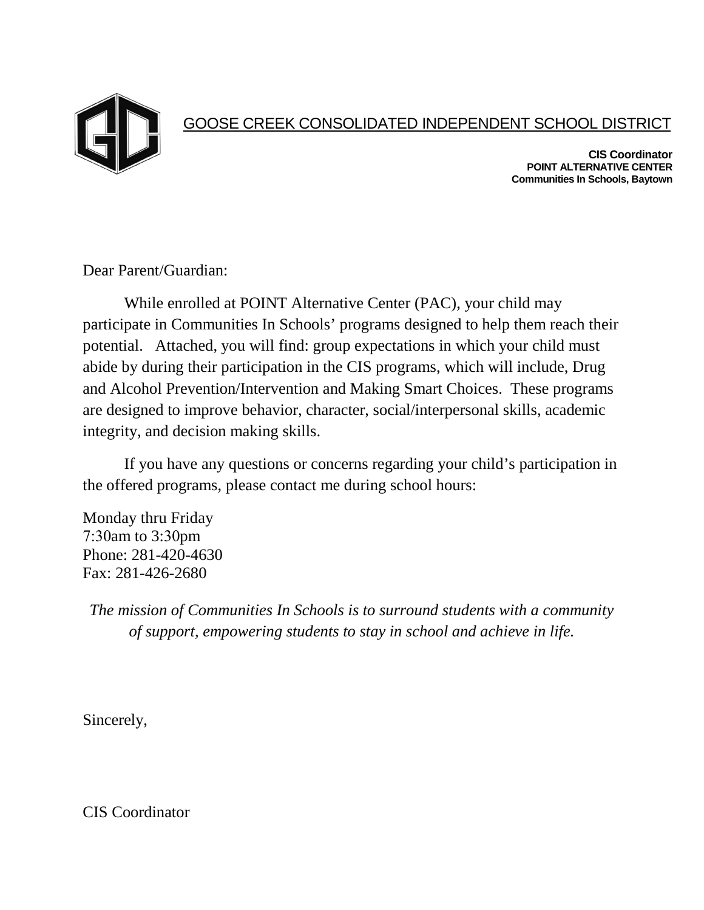GOOSE CREEK CONSOLIDATED INDEPENDENT SCHOOL DISTRICT

**CIS Coordinator**
**POINT ALTERNATIVE CENTER**
**Communities In Schools, Baytown**

Dear Parent/Guardian:

While enrolled at POINT Alternative Center (PAC), your child may participate in Communities In Schools' programs designed to help them reach their potential. Attached, you will find: group expectations in which your child must abide by during their participation in the CIS programs, which will include, Drug and Alcohol Prevention/Intervention and Making Smart Choices. These programs are designed to improve behavior, character, social/interpersonal skills, academic integrity, and decision making skills.

If you have any questions or concerns regarding your child's participation in the offered programs, please contact me during school hours:

Monday thru Friday
7:30am to 3:30pm
Phone: 281-420-4630
Fax: 281-426-2680

*The mission of Communities In Schools is to surround students with a community of support, empowering students to stay in school and achieve in life.*

Sincerely,

CIS Coordinator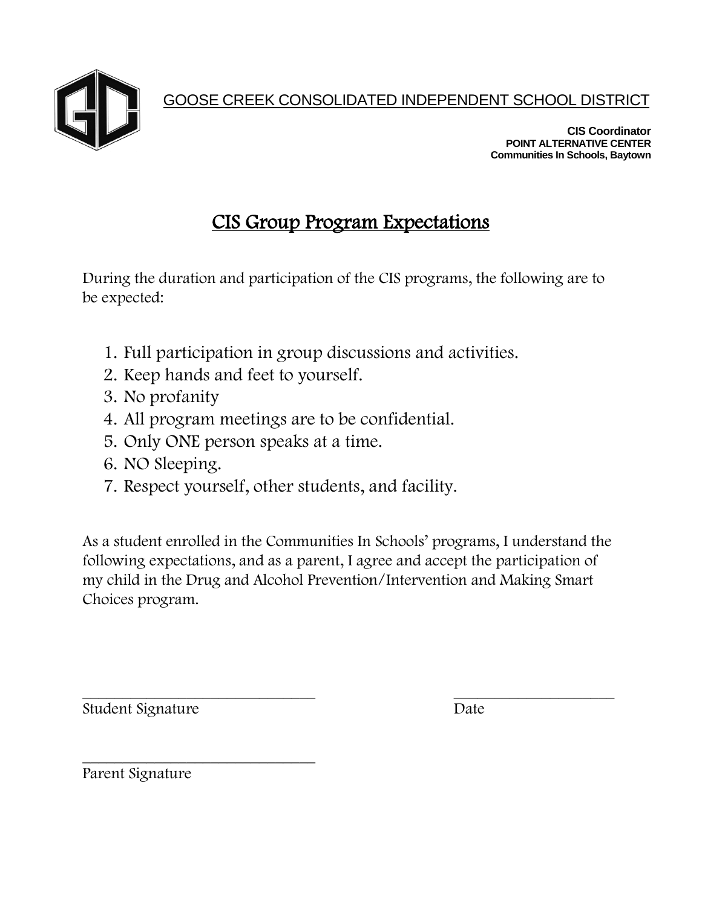GOOSE CREEK CONSOLIDATED INDEPENDENT SCHOOL DISTRICT

**CIS Coordinator**
**POINT ALTERNATIVE CENTER**
**Communities In Schools, Baytown**

# CIS Group Program Expectations

During the duration and participation of the CIS programs, the following are to be expected:

1. Full participation in group discussions and activities.
2. Keep hands and feet to yourself.
3. No profanity
4. All program meetings are to be confidential.
5. Only ONE person speaks at a time.
6. NO Sleeping.
7. Respect yourself, other students, and facility.

As a student enrolled in the Communities In Schools' programs, I understand the following expectations, and as a parent, I agree and accept the participation of my child in the Drug and Alcohol Prevention/Intervention and Making Smart Choices program.

_______________________________ _____________________
Student Signature Date

_______________________________
Parent Signature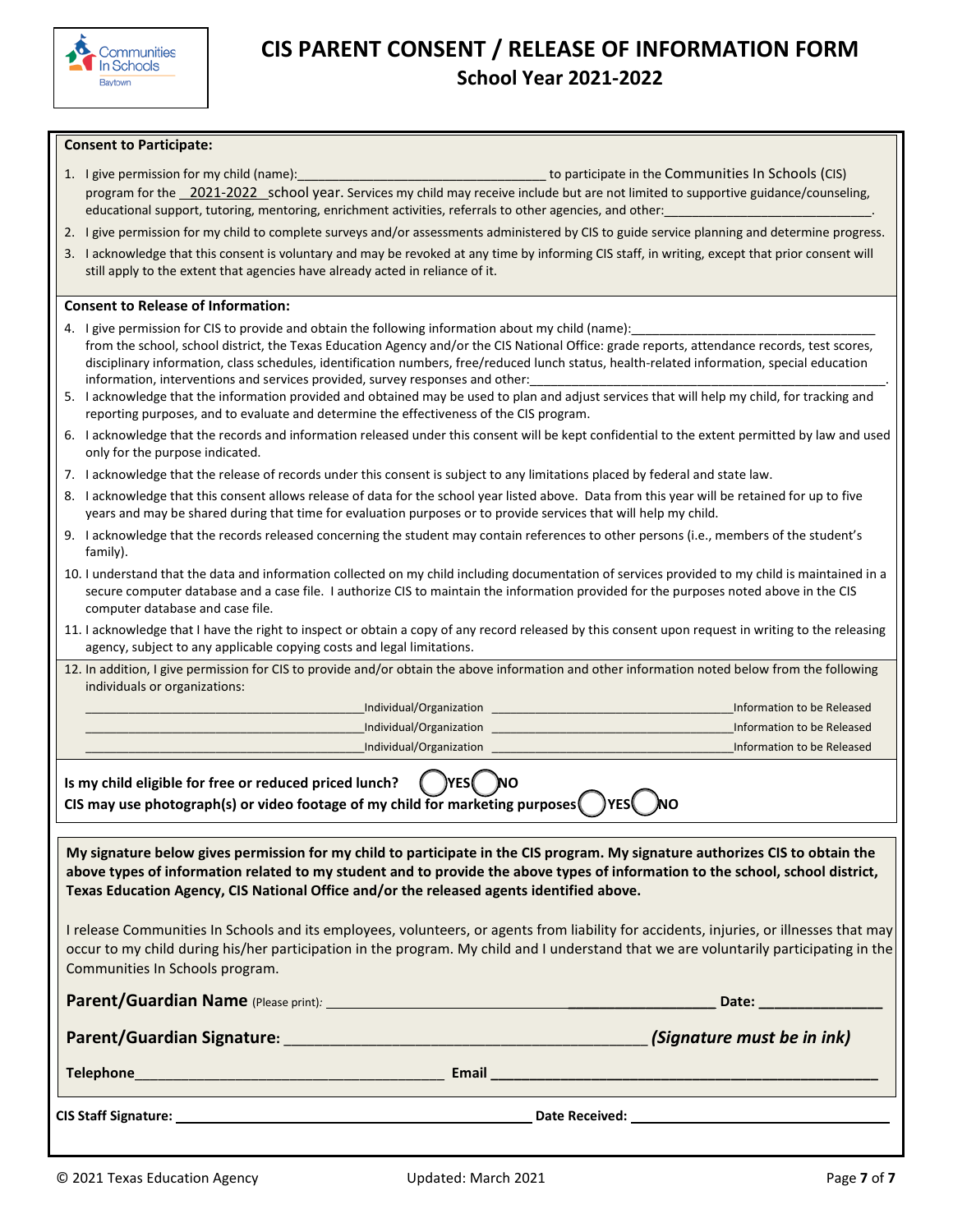# CIS PARENT CONSENT / RELEASE OF INFORMATION FORM

## School Year 2021-2022

**Consent to Participate:**

1. I give permission for my child (name):___________________________________ to participate in the Communities In Schools (CIS) program for the __2021-2022__ school year. Services my child may receive include but are not limited to supportive guidance/counseling, educational support, tutoring, mentoring, enrichment activities, referrals to other agencies, and other:______________________________.
2. I give permission for my child to complete surveys and/or assessments administered by CIS to guide service planning and determine progress.
3. I acknowledge that this consent is voluntary and may be revoked at any time by informing CIS staff, in writing, except that prior consent will still apply to the extent that agencies have already acted in reliance of it.

**Consent to Release of Information:**

4. I give permission for CIS to provide and obtain the following information about my child (name):___________________________________ from the school, school district, the Texas Education Agency and/or the CIS National Office: grade reports, attendance records, test scores, disciplinary information, class schedules, identification numbers, free/reduced lunch status, health-related information, special education information, interventions and services provided, survey responses and other:_____________________________________________________.
5. I acknowledge that the information provided and obtained may be used to plan and adjust services that will help my child, for tracking and reporting purposes, and to evaluate and determine the effectiveness of the CIS program.
6. I acknowledge that the records and information released under this consent will be kept confidential to the extent permitted by law and used only for the purpose indicated.
7. I acknowledge that the release of records under this consent is subject to any limitations placed by federal and state law.
8. I acknowledge that this consent allows release of data for the school year listed above. Data from this year will be retained for up to five years and may be shared during that time for evaluation purposes or to provide services that will help my child.
9. I acknowledge that the records released concerning the student may contain references to other persons (i.e., members of the student's family).
10. I understand that the data and information collected on my child including documentation of services provided to my child is maintained in a secure computer database and a case file. I authorize CIS to maintain the information provided for the purposes noted above in the CIS computer database and case file.
11. I acknowledge that I have the right to inspect or obtain a copy of any record released by this consent upon request in writing to the releasing agency, subject to any applicable copying costs and legal limitations.
12. In addition, I give permission for CIS to provide and/or obtain the above information and other information noted below from the following individuals or organizations:

_________________________________________Individual/Organization ____________________________________Information to be Released

_________________________________________Individual/Organization ____________________________________Information to be Released

_________________________________________Individual/Organization ____________________________________Information to be Released

**Is my child eligible for free or reduced priced lunch?** ◯ **YES** ◯ **NO**

**CIS may use photograph(s) or video footage of my child for marketing purposes** ◯ **YES** ◯ **NO**

**My signature below gives permission for my child to participate in the CIS program. My signature authorizes CIS to obtain the above types of information related to my student and to provide the above types of information to the school, school district, Texas Education Agency, CIS National Office and/or the released agents identified above.**

I release Communities In Schools and its employees, volunteers, or agents from liability for accidents, injuries, or illnesses that may occur to my child during his/her participation in the program. My child and I understand that we are voluntarily participating in the Communities In Schools program.

**Parent/Guardian Name** (Please print): ______________________________________________ **Date:** ______________

**Parent/Guardian Signature:** __________________________________________ ***(Signature must be in ink)***

**Telephone**________________________________________ **Email** ______________________________________________

**CIS Staff Signature:** ______________________________________________ **Date Received:** ______________________________

© 2021 Texas Education Agency    Updated: March 2021